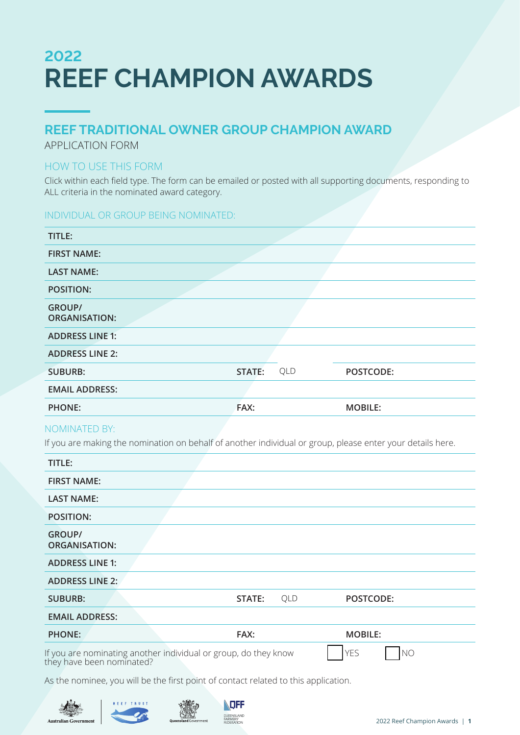# 2022 REEF CHAMPION AWARDS

## REEF TRADITIONAL OWNER GROUP CHAMPION AWARD

APPLICATION FORM

### HOW TO USE THIS FORM

Click within each field type. The form can be emailed or posted with all supporting documents, responding to ALL criteria in the nominated award category.

### INDIVIDUAL OR GROUP BEING NOMINATED:

| | | | | | |
|---|---|---|---|---|---|
| **TITLE:** | | | | | |
| **FIRST NAME:** | | | | | |
| **LAST NAME:** | | | | | |
| **POSITION:** | | | | | |
| **GROUP/ ORGANISATION:** | | | | | |
| **ADDRESS LINE 1:** | | | | | |
| **ADDRESS LINE 2:** | | | | | |
| **SUBURB:** | | **STATE:** | QLD | **POSTCODE:** | |
| **EMAIL ADDRESS:** | | | | | |
| **PHONE:** | | **FAX:** | | **MOBILE:** | |

### NOMINATED BY:

If you are making the nomination on behalf of another individual or group, please enter your details here.

| | | | | | |
|---|---|---|---|---|---|
| **TITLE:** | | | | | |
| **FIRST NAME:** | | | | | |
| **LAST NAME:** | | | | | |
| **POSITION:** | | | | | |
| **GROUP/ ORGANISATION:** | | | | | |
| **ADDRESS LINE 1:** | | | | | |
| **ADDRESS LINE 2:** | | | | | |
| **SUBURB:** | | **STATE:** | QLD | **POSTCODE:** | |
| **EMAIL ADDRESS:** | | | | | |
| **PHONE:** | | **FAX:** | | **MOBILE:** | |

If you are nominating another individual or group, do they know they have been nominated? ☐ YES ☐ NO

As the nominee, you will be the first point of contact related to this application.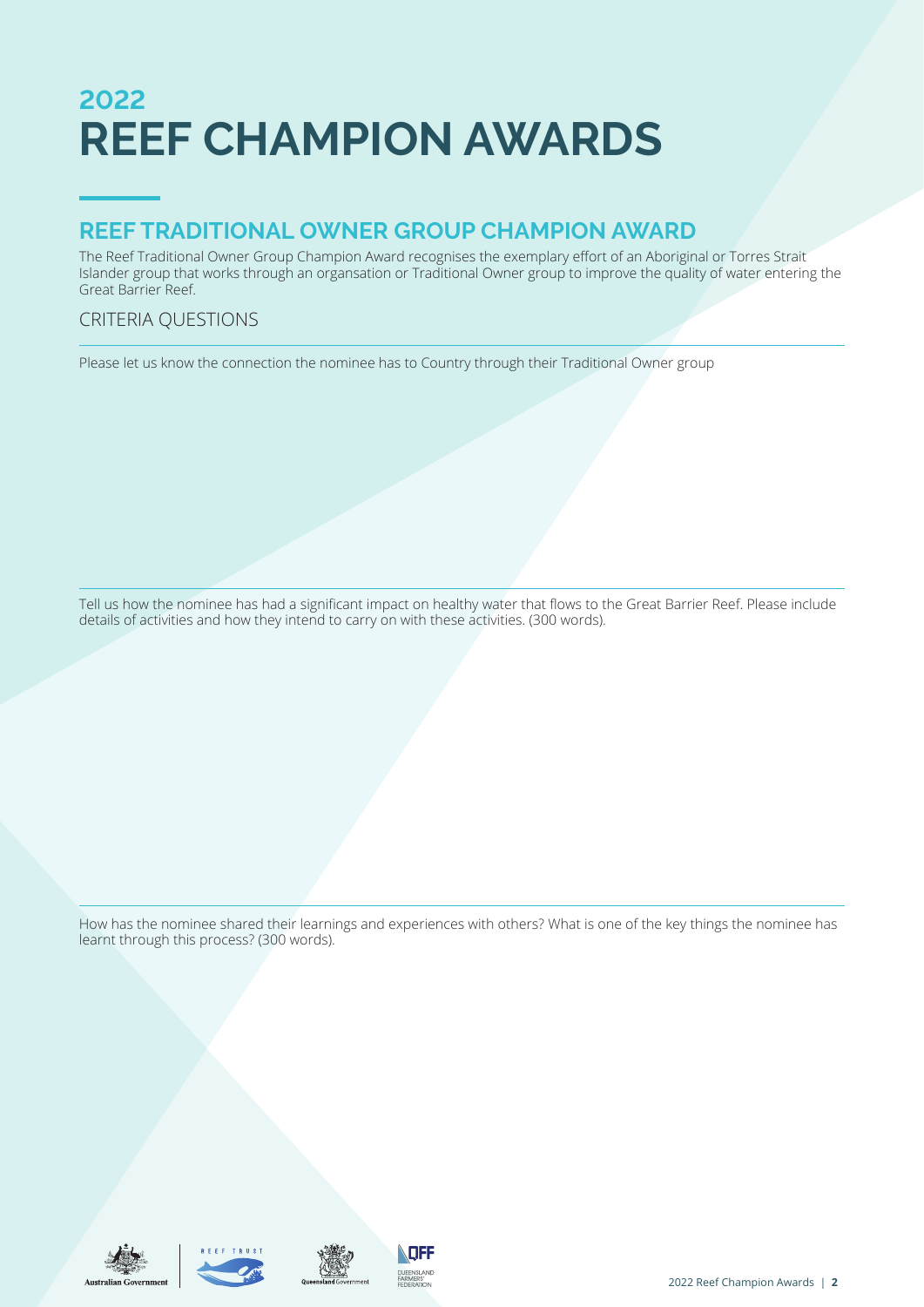# 2022 REEF CHAMPION AWARDS

## REEF TRADITIONAL OWNER GROUP CHAMPION AWARD

The Reef Traditional Owner Group Champion Award recognises the exemplary effort of an Aboriginal or Torres Strait Islander group that works through an organsation or Traditional Owner group to improve the quality of water entering the Great Barrier Reef.

### CRITERIA QUESTIONS

Please let us know the connection the nominee has to Country through their Traditional Owner group

Tell us how the nominee has had a significant impact on healthy water that flows to the Great Barrier Reef. Please include details of activities and how they intend to carry on with these activities. (300 words).

How has the nominee shared their learnings and experiences with others? What is one of the key things the nominee has learnt through this process? (300 words).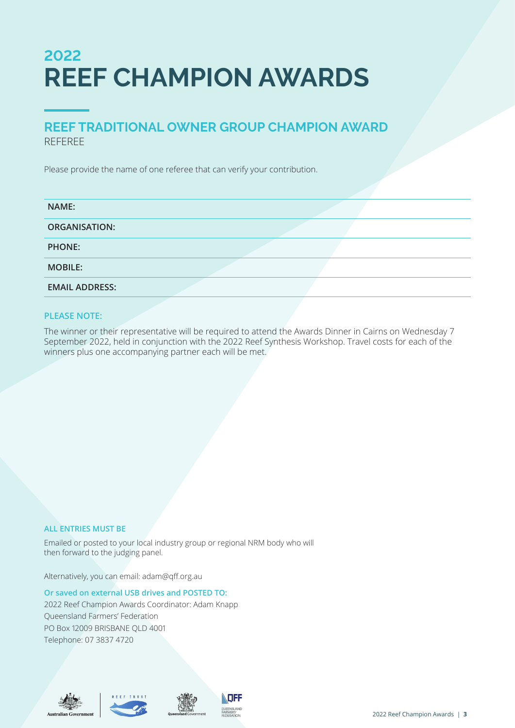# 2022 REEF CHAMPION AWARDS

## REEF TRADITIONAL OWNER GROUP CHAMPION AWARD

REFEREE

Please provide the name of one referee that can verify your contribution.

**NAME:**

**ORGANISATION:**

**PHONE:**

**MOBILE:**

**EMAIL ADDRESS:**

**PLEASE NOTE:**

The winner or their representative will be required to attend the Awards Dinner in Cairns on Wednesday 7 September 2022, held in conjunction with the 2022 Reef Synthesis Workshop. Travel costs for each of the winners plus one accompanying partner each will be met.

**ALL ENTRIES MUST BE**

Emailed or posted to your local industry group or regional NRM body who will then forward to the judging panel.

Alternatively, you can email: adam@qff.org.au

**Or saved on external USB drives and POSTED TO:**

2022 Reef Champion Awards Coordinator: Adam Knapp
Queensland Farmers' Federation
PO Box 12009 BRISBANE QLD 4001
Telephone: 07 3837 4720